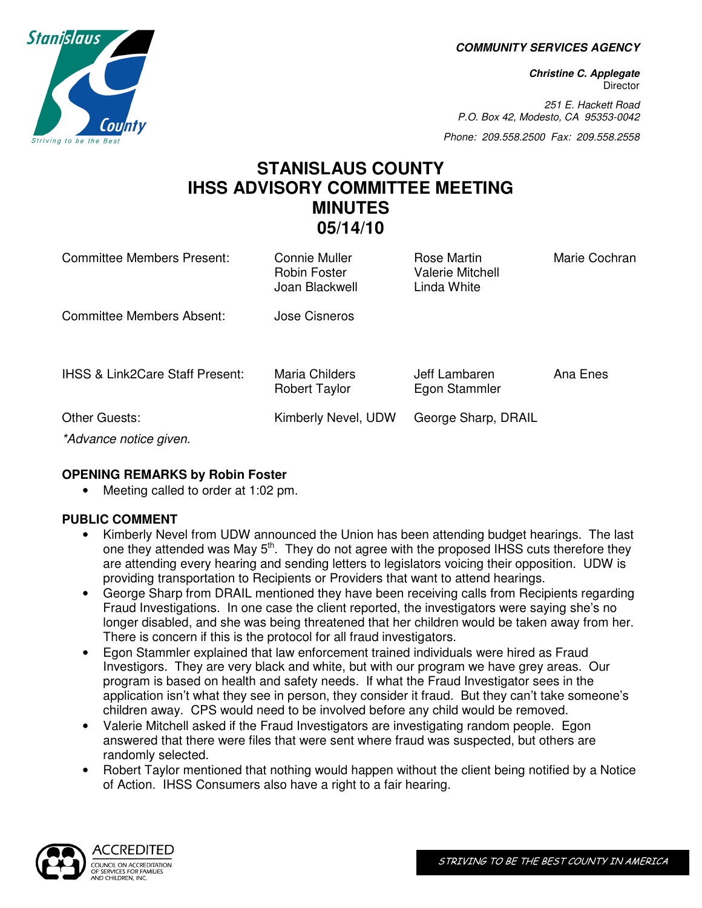**COMMUNITY SERVICES AGENCY**

***Christine C. Applegate***
Director

*251 E. Hackett Road*
*P.O. Box 42, Modesto, CA 95353-0042*

*Phone: 209.558.2500 Fax: 209.558.2558*

# STANISLAUS COUNTY
# IHSS ADVISORY COMMITTEE MEETING
# MINUTES
# 05/14/10

| | | | |
|---|---|---|---|
| Committee Members Present: | Connie Muller<br>Robin Foster<br>Joan Blackwell | Rose Martin<br>Valerie Mitchell<br>Linda White | Marie Cochran |
| Committee Members Absent: | Jose Cisneros | | |
| IHSS & Link2Care Staff Present: | Maria Childers<br>Robert Taylor | Jeff Lambaren<br>Egon Stammler | Ana Enes |
| Other Guests: | Kimberly Nevel, UDW | George Sharp, DRAIL | |

*\*Advance notice given.*

**OPENING REMARKS by Robin Foster**

- Meeting called to order at 1:02 pm.

**PUBLIC COMMENT**

- Kimberly Nevel from UDW announced the Union has been attending budget hearings. The last one they attended was May 5th. They do not agree with the proposed IHSS cuts therefore they are attending every hearing and sending letters to legislators voicing their opposition. UDW is providing transportation to Recipients or Providers that want to attend hearings.
- George Sharp from DRAIL mentioned they have been receiving calls from Recipients regarding Fraud Investigations. In one case the client reported, the investigators were saying she's no longer disabled, and she was being threatened that her children would be taken away from her. There is concern if this is the protocol for all fraud investigators.
- Egon Stammler explained that law enforcement trained individuals were hired as Fraud Investigors. They are very black and white, but with our program we have grey areas. Our program is based on health and safety needs. If what the Fraud Investigator sees in the application isn't what they see in person, they consider it fraud. But they can't take someone's children away. CPS would need to be involved before any child would be removed.
- Valerie Mitchell asked if the Fraud Investigators are investigating random people. Egon answered that there were files that were sent where fraud was suspected, but others are randomly selected.
- Robert Taylor mentioned that nothing would happen without the client being notified by a Notice of Action. IHSS Consumers also have a right to a fair hearing.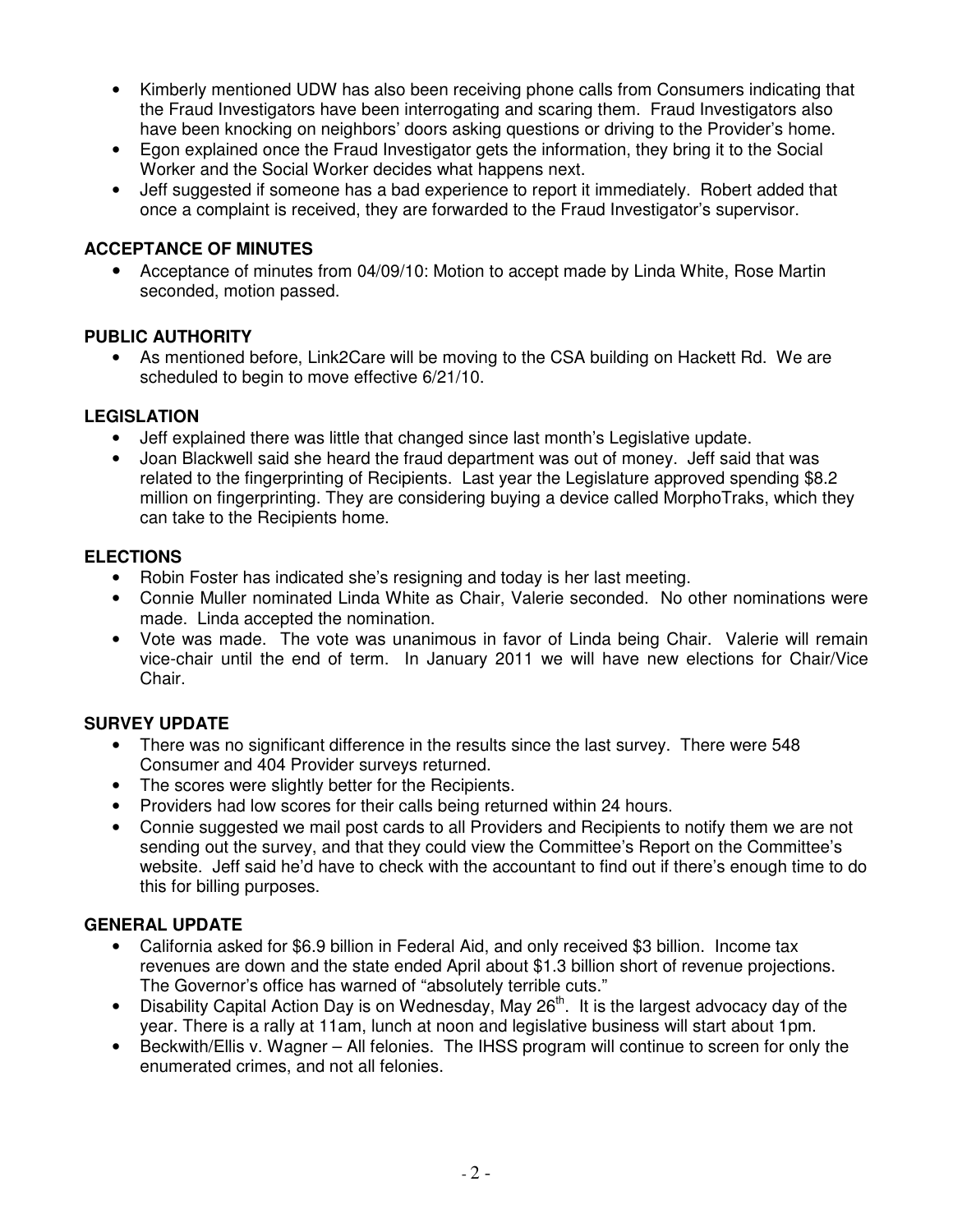- Kimberly mentioned UDW has also been receiving phone calls from Consumers indicating that the Fraud Investigators have been interrogating and scaring them. Fraud Investigators also have been knocking on neighbors' doors asking questions or driving to the Provider's home.
- Egon explained once the Fraud Investigator gets the information, they bring it to the Social Worker and the Social Worker decides what happens next.
- Jeff suggested if someone has a bad experience to report it immediately. Robert added that once a complaint is received, they are forwarded to the Fraud Investigator's supervisor.

**ACCEPTANCE OF MINUTES**

- Acceptance of minutes from 04/09/10: Motion to accept made by Linda White, Rose Martin seconded, motion passed.

**PUBLIC AUTHORITY**

- As mentioned before, Link2Care will be moving to the CSA building on Hackett Rd. We are scheduled to begin to move effective 6/21/10.

**LEGISLATION**

- Jeff explained there was little that changed since last month's Legislative update.
- Joan Blackwell said she heard the fraud department was out of money. Jeff said that was related to the fingerprinting of Recipients. Last year the Legislature approved spending $8.2 million on fingerprinting. They are considering buying a device called MorphoTraks, which they can take to the Recipients home.

**ELECTIONS**

- Robin Foster has indicated she's resigning and today is her last meeting.
- Connie Muller nominated Linda White as Chair, Valerie seconded. No other nominations were made. Linda accepted the nomination.
- Vote was made. The vote was unanimous in favor of Linda being Chair. Valerie will remain vice-chair until the end of term. In January 2011 we will have new elections for Chair/Vice Chair.

**SURVEY UPDATE**

- There was no significant difference in the results since the last survey. There were 548 Consumer and 404 Provider surveys returned.
- The scores were slightly better for the Recipients.
- Providers had low scores for their calls being returned within 24 hours.
- Connie suggested we mail post cards to all Providers and Recipients to notify them we are not sending out the survey, and that they could view the Committee's Report on the Committee's website. Jeff said he'd have to check with the accountant to find out if there's enough time to do this for billing purposes.

**GENERAL UPDATE**

- California asked for $6.9 billion in Federal Aid, and only received $3 billion. Income tax revenues are down and the state ended April about $1.3 billion short of revenue projections. The Governor's office has warned of "absolutely terrible cuts."
- Disability Capital Action Day is on Wednesday, May 26th. It is the largest advocacy day of the year. There is a rally at 11am, lunch at noon and legislative business will start about 1pm.
- Beckwith/Ellis v. Wagner – All felonies. The IHSS program will continue to screen for only the enumerated crimes, and not all felonies.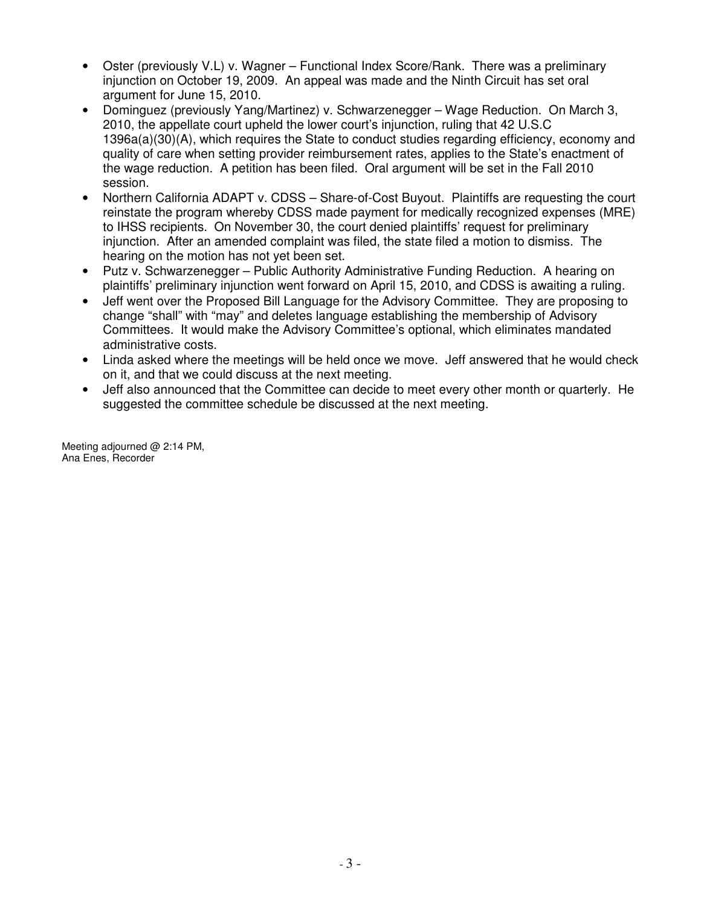- Oster (previously V.L) v. Wagner – Functional Index Score/Rank. There was a preliminary injunction on October 19, 2009. An appeal was made and the Ninth Circuit has set oral argument for June 15, 2010.
- Dominguez (previously Yang/Martinez) v. Schwarzenegger – Wage Reduction. On March 3, 2010, the appellate court upheld the lower court's injunction, ruling that 42 U.S.C 1396a(a)(30)(A), which requires the State to conduct studies regarding efficiency, economy and quality of care when setting provider reimbursement rates, applies to the State's enactment of the wage reduction. A petition has been filed. Oral argument will be set in the Fall 2010 session.
- Northern California ADAPT v. CDSS – Share-of-Cost Buyout. Plaintiffs are requesting the court reinstate the program whereby CDSS made payment for medically recognized expenses (MRE) to IHSS recipients. On November 30, the court denied plaintiffs' request for preliminary injunction. After an amended complaint was filed, the state filed a motion to dismiss. The hearing on the motion has not yet been set.
- Putz v. Schwarzenegger – Public Authority Administrative Funding Reduction. A hearing on plaintiffs' preliminary injunction went forward on April 15, 2010, and CDSS is awaiting a ruling.
- Jeff went over the Proposed Bill Language for the Advisory Committee. They are proposing to change "shall" with "may" and deletes language establishing the membership of Advisory Committees. It would make the Advisory Committee's optional, which eliminates mandated administrative costs.
- Linda asked where the meetings will be held once we move. Jeff answered that he would check on it, and that we could discuss at the next meeting.
- Jeff also announced that the Committee can decide to meet every other month or quarterly. He suggested the committee schedule be discussed at the next meeting.

Meeting adjourned @ 2:14 PM,
Ana Enes, Recorder